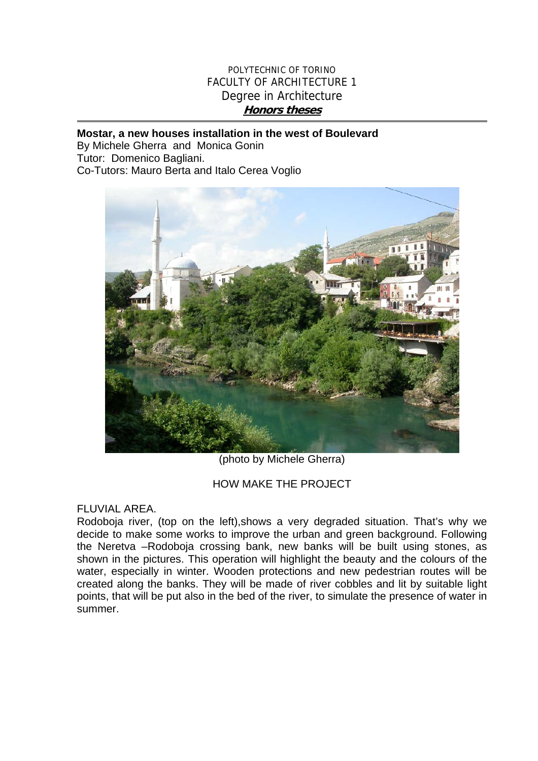POLYTECHNIC OF TORINO
FACULTY OF ARCHITECTURE 1
Degree in Architecture
***Honors theses***

---

**Mostar, a new houses installation in the west of Boulevard**
By Michele Gherra and Monica Gonin
Tutor: Domenico Bagliani.
Co-Tutors: Mauro Berta and Italo Cerea Voglio

(photo by Michele Gherra)

HOW MAKE THE PROJECT

FLUVIAL AREA.
Rodoboja river, (top on the left),shows a very degraded situation. That's why we decide to make some works to improve the urban and green background. Following the Neretva –Rodoboja crossing bank, new banks will be built using stones, as shown in the pictures. This operation will highlight the beauty and the colours of the water, especially in winter. Wooden protections and new pedestrian routes will be created along the banks. They will be made of river cobbles and lit by suitable light points, that will be put also in the bed of the river, to simulate the presence of water in summer.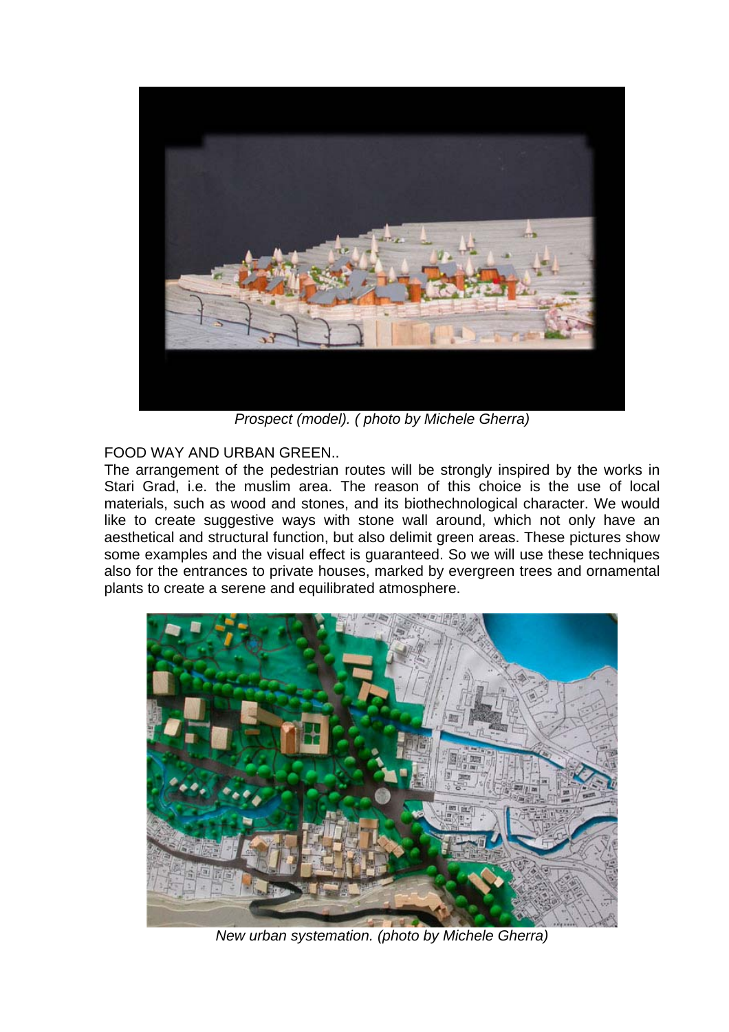*Prospect (model). ( photo by Michele Gherra)*

FOOD WAY AND URBAN GREEN..

The arrangement of the pedestrian routes will be strongly inspired by the works in Stari Grad, i.e. the muslim area. The reason of this choice is the use of local materials, such as wood and stones, and its biothechnological character. We would like to create suggestive ways with stone wall around, which not only have an aesthetical and structural function, but also delimit green areas. These pictures show some examples and the visual effect is guaranteed. So we will use these techniques also for the entrances to private houses, marked by evergreen trees and ornamental plants to create a serene and equilibrated atmosphere.

*New urban systemation. (photo by Michele Gherra)*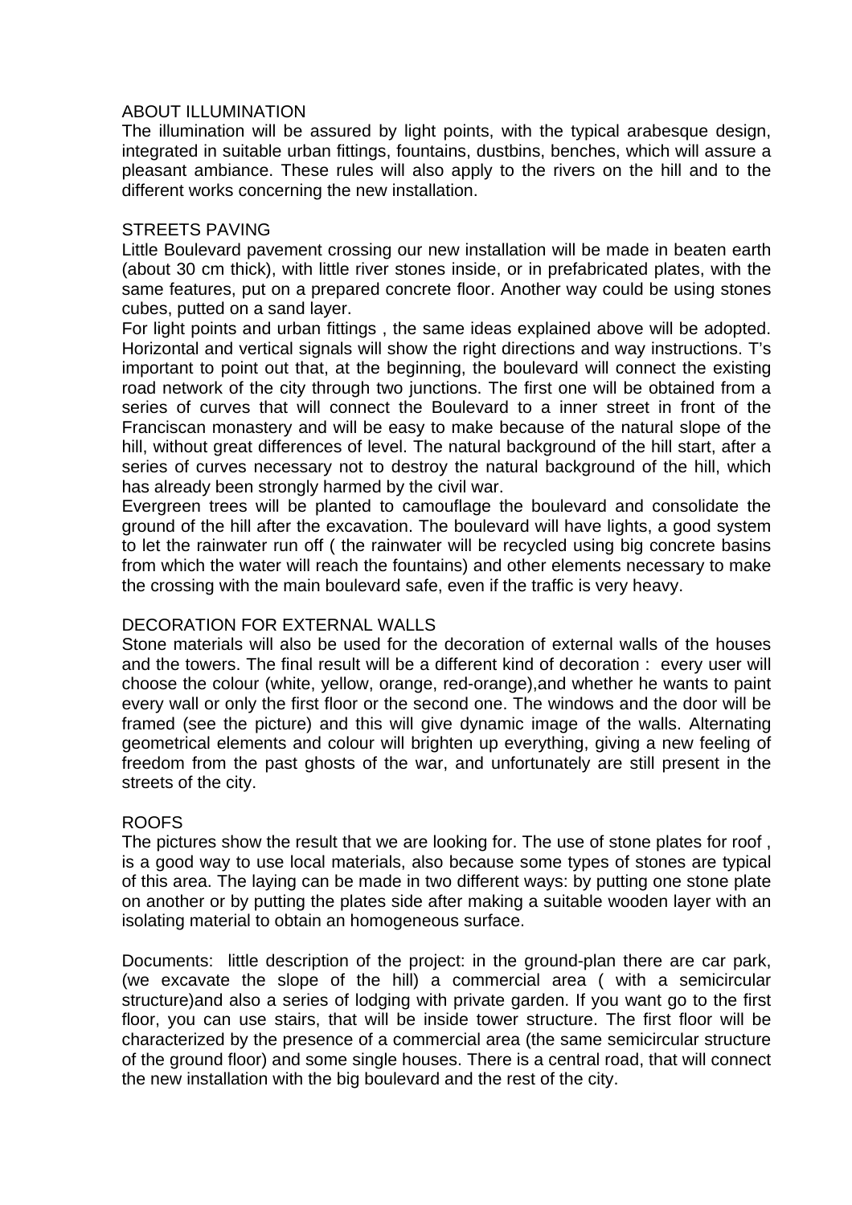## ABOUT ILLUMINATION

The illumination will be assured by light points, with the typical arabesque design, integrated in suitable urban fittings, fountains, dustbins, benches, which will assure a pleasant ambiance. These rules will also apply to the rivers on the hill and to the different works concerning the new installation.

## STREETS PAVING

Little Boulevard pavement crossing our new installation will be made in beaten earth (about 30 cm thick), with little river stones inside, or in prefabricated plates, with the same features, put on a prepared concrete floor. Another way could be using stones cubes, putted on a sand layer.

For light points and urban fittings , the same ideas explained above will be adopted. Horizontal and vertical signals will show the right directions and way instructions. T's important to point out that, at the beginning, the boulevard will connect the existing road network of the city through two junctions. The first one will be obtained from a series of curves that will connect the Boulevard to a inner street in front of the Franciscan monastery and will be easy to make because of the natural slope of the hill, without great differences of level. The natural background of the hill start, after a series of curves necessary not to destroy the natural background of the hill, which has already been strongly harmed by the civil war.

Evergreen trees will be planted to camouflage the boulevard and consolidate the ground of the hill after the excavation. The boulevard will have lights, a good system to let the rainwater run off ( the rainwater will be recycled using big concrete basins from which the water will reach the fountains) and other elements necessary to make the crossing with the main boulevard safe, even if the traffic is very heavy.

## DECORATION FOR EXTERNAL WALLS

Stone materials will also be used for the decoration of external walls of the houses and the towers. The final result will be a different kind of decoration : every user will choose the colour (white, yellow, orange, red-orange),and whether he wants to paint every wall or only the first floor or the second one. The windows and the door will be framed (see the picture) and this will give dynamic image of the walls. Alternating geometrical elements and colour will brighten up everything, giving a new feeling of freedom from the past ghosts of the war, and unfortunately are still present in the streets of the city.

## ROOFS

The pictures show the result that we are looking for. The use of stone plates for roof , is a good way to use local materials, also because some types of stones are typical of this area. The laying can be made in two different ways: by putting one stone plate on another or by putting the plates side after making a suitable wooden layer with an isolating material to obtain an homogeneous surface.

Documents: little description of the project: in the ground-plan there are car park, (we excavate the slope of the hill) a commercial area ( with a semicircular structure)and also a series of lodging with private garden. If you want go to the first floor, you can use stairs, that will be inside tower structure. The first floor will be characterized by the presence of a commercial area (the same semicircular structure of the ground floor) and some single houses. There is a central road, that will connect the new installation with the big boulevard and the rest of the city.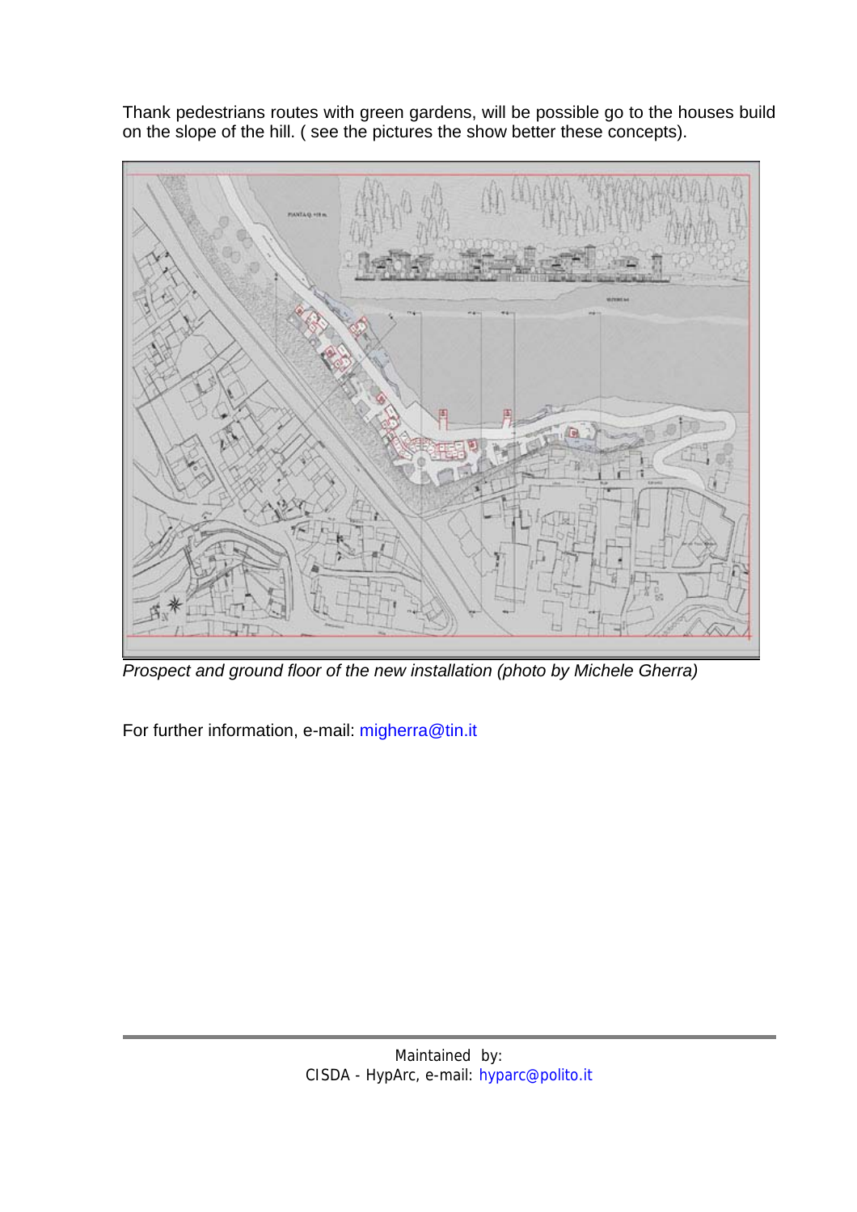Thank pedestrians routes with green gardens, will be possible go to the houses build on the slope of the hill. ( see the pictures the show better these concepts).

*Prospect and ground floor of the new installation (photo by Michele Gherra)*

For further information, e-mail: migherra@tin.it

Maintained by:
CISDA - HypArc, e-mail: hyparc@polito.it